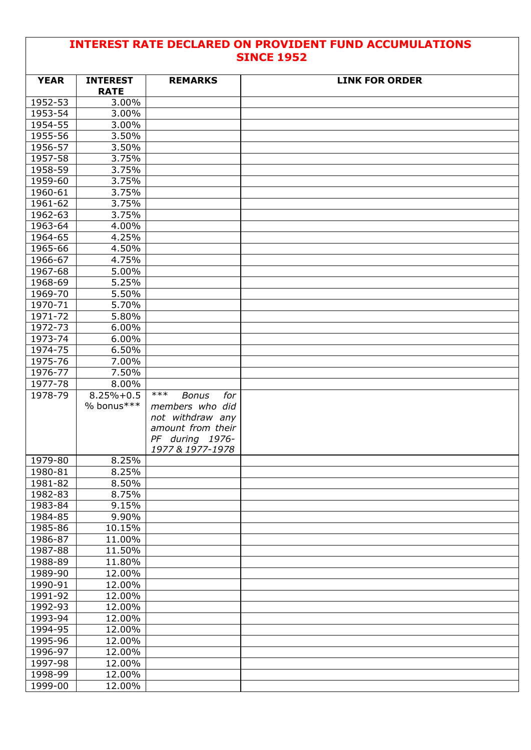# INTEREST RATE DECLARED ON PROVIDENT FUND ACCUMULATIONS SINCE 1952

| YEAR | INTEREST RATE | REMARKS | LINK FOR ORDER |
|---|---|---|---|
| 1952-53 | 3.00% | | |
| 1953-54 | 3.00% | | |
| 1954-55 | 3.00% | | |
| 1955-56 | 3.50% | | |
| 1956-57 | 3.50% | | |
| 1957-58 | 3.75% | | |
| 1958-59 | 3.75% | | |
| 1959-60 | 3.75% | | |
| 1960-61 | 3.75% | | |
| 1961-62 | 3.75% | | |
| 1962-63 | 3.75% | | |
| 1963-64 | 4.00% | | |
| 1964-65 | 4.25% | | |
| 1965-66 | 4.50% | | |
| 1966-67 | 4.75% | | |
| 1967-68 | 5.00% | | |
| 1968-69 | 5.25% | | |
| 1969-70 | 5.50% | | |
| 1970-71 | 5.70% | | |
| 1971-72 | 5.80% | | |
| 1972-73 | 6.00% | | |
| 1973-74 | 6.00% | | |
| 1974-75 | 6.50% | | |
| 1975-76 | 7.00% | | |
| 1976-77 | 7.50% | | |
| 1977-78 | 8.00% | | |
| 1978-79 | 8.25%+0.5 % bonus*** | *\*\*\* Bonus for members who did not withdraw any amount from their PF during 1976-1977 & 1977-1978* | |
| 1979-80 | 8.25% | | |
| 1980-81 | 8.25% | | |
| 1981-82 | 8.50% | | |
| 1982-83 | 8.75% | | |
| 1983-84 | 9.15% | | |
| 1984-85 | 9.90% | | |
| 1985-86 | 10.15% | | |
| 1986-87 | 11.00% | | |
| 1987-88 | 11.50% | | |
| 1988-89 | 11.80% | | |
| 1989-90 | 12.00% | | |
| 1990-91 | 12.00% | | |
| 1991-92 | 12.00% | | |
| 1992-93 | 12.00% | | |
| 1993-94 | 12.00% | | |
| 1994-95 | 12.00% | | |
| 1995-96 | 12.00% | | |
| 1996-97 | 12.00% | | |
| 1997-98 | 12.00% | | |
| 1998-99 | 12.00% | | |
| 1999-00 | 12.00% | | |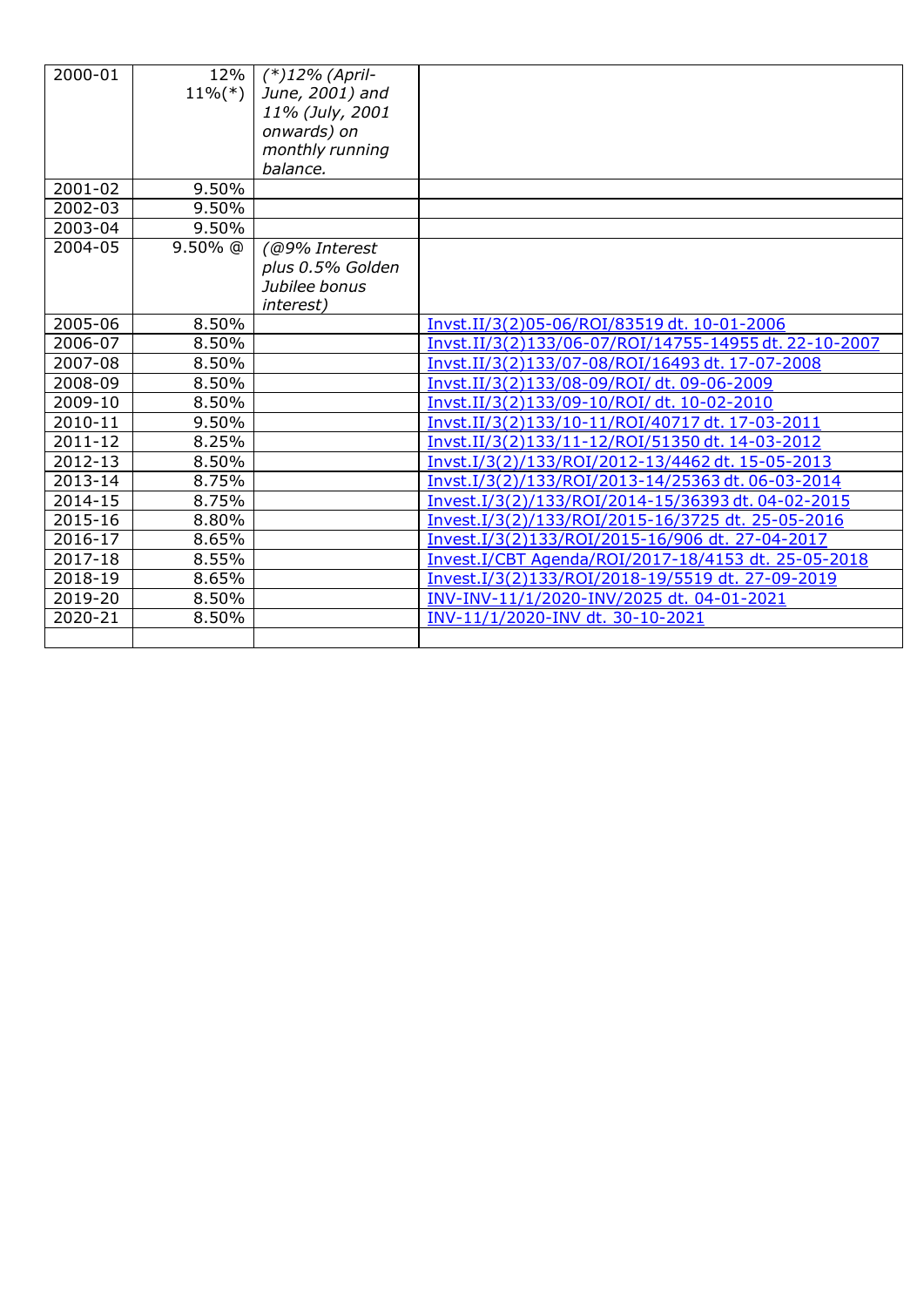| 2000-01 | 12% 11%(*) | *(*)12% (April-June, 2001) and 11% (July, 2001 onwards) on monthly running balance.* | |
|---|---|---|---|
| 2001-02 | 9.50% | | |
| 2002-03 | 9.50% | | |
| 2003-04 | 9.50% | | |
| 2004-05 | 9.50% @ | *(@9% Interest plus 0.5% Golden Jubilee bonus interest)* | |
| 2005-06 | 8.50% | | Invst.II/3(2)05-06/ROI/83519 dt. 10-01-2006 |
| 2006-07 | 8.50% | | Invst.II/3(2)133/06-07/ROI/14755-14955 dt. 22-10-2007 |
| 2007-08 | 8.50% | | Invst.II/3(2)133/07-08/ROI/16493 dt. 17-07-2008 |
| 2008-09 | 8.50% | | Invst.II/3(2)133/08-09/ROI/ dt. 09-06-2009 |
| 2009-10 | 8.50% | | Invst.II/3(2)133/09-10/ROI/ dt. 10-02-2010 |
| 2010-11 | 9.50% | | Invst.II/3(2)133/10-11/ROI/40717 dt. 17-03-2011 |
| 2011-12 | 8.25% | | Invst.II/3(2)133/11-12/ROI/51350 dt. 14-03-2012 |
| 2012-13 | 8.50% | | Invst.I/3(2)/133/ROI/2012-13/4462 dt. 15-05-2013 |
| 2013-14 | 8.75% | | Invst.I/3(2)/133/ROI/2013-14/25363 dt. 06-03-2014 |
| 2014-15 | 8.75% | | Invest.I/3(2)/133/ROI/2014-15/36393 dt. 04-02-2015 |
| 2015-16 | 8.80% | | Invest.I/3(2)/133/ROI/2015-16/3725 dt. 25-05-2016 |
| 2016-17 | 8.65% | | Invest.I/3(2)133/ROI/2015-16/906 dt. 27-04-2017 |
| 2017-18 | 8.55% | | Invest.I/CBT Agenda/ROI/2017-18/4153 dt. 25-05-2018 |
| 2018-19 | 8.65% | | Invest.I/3(2)133/ROI/2018-19/5519 dt. 27-09-2019 |
| 2019-20 | 8.50% | | INV-INV-11/1/2020-INV/2025 dt. 04-01-2021 |
| 2020-21 | 8.50% | | INV-11/1/2020-INV dt. 30-10-2021 |
| | | | |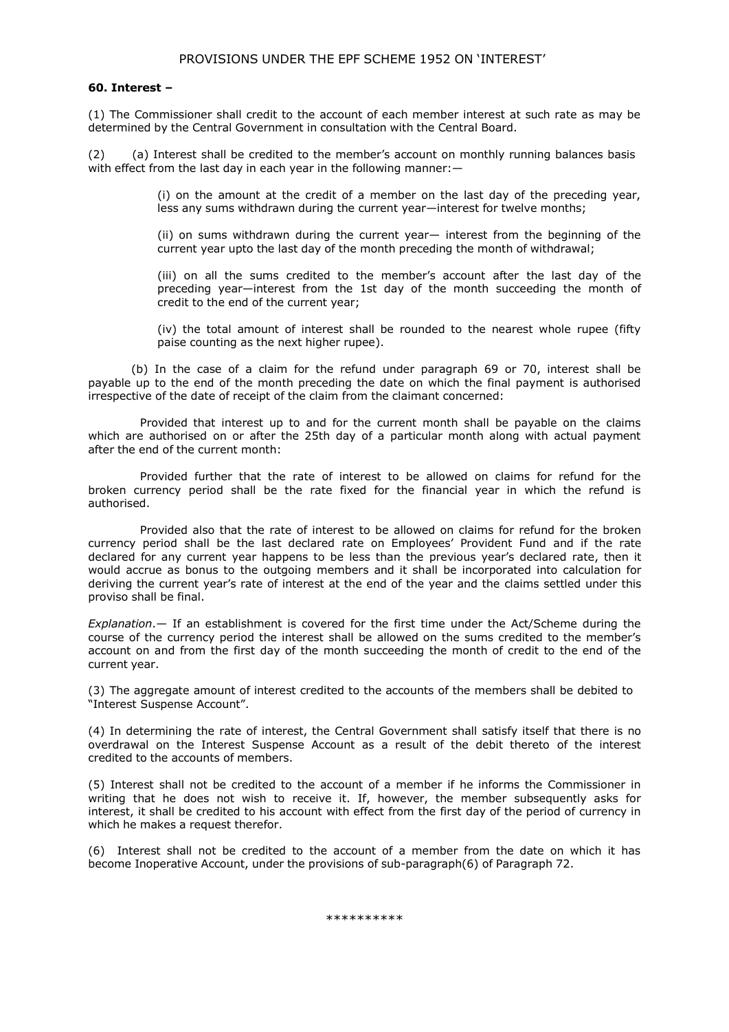PROVISIONS UNDER THE EPF SCHEME 1952 ON 'INTEREST'

**60. Interest –**

(1) The Commissioner shall credit to the account of each member interest at such rate as may be determined by the Central Government in consultation with the Central Board.

(2) (a) Interest shall be credited to the member's account on monthly running balances basis with effect from the last day in each year in the following manner:—

(i) on the amount at the credit of a member on the last day of the preceding year, less any sums withdrawn during the current year—interest for twelve months;

(ii) on sums withdrawn during the current year— interest from the beginning of the current year upto the last day of the month preceding the month of withdrawal;

(iii) on all the sums credited to the member's account after the last day of the preceding year—interest from the 1st day of the month succeeding the month of credit to the end of the current year;

(iv) the total amount of interest shall be rounded to the nearest whole rupee (fifty paise counting as the next higher rupee).

(b) In the case of a claim for the refund under paragraph 69 or 70, interest shall be payable up to the end of the month preceding the date on which the final payment is authorised irrespective of the date of receipt of the claim from the claimant concerned:

Provided that interest up to and for the current month shall be payable on the claims which are authorised on or after the 25th day of a particular month along with actual payment after the end of the current month:

Provided further that the rate of interest to be allowed on claims for refund for the broken currency period shall be the rate fixed for the financial year in which the refund is authorised.

Provided also that the rate of interest to be allowed on claims for refund for the broken currency period shall be the last declared rate on Employees' Provident Fund and if the rate declared for any current year happens to be less than the previous year's declared rate, then it would accrue as bonus to the outgoing members and it shall be incorporated into calculation for deriving the current year's rate of interest at the end of the year and the claims settled under this proviso shall be final.

*Explanation*.— If an establishment is covered for the first time under the Act/Scheme during the course of the currency period the interest shall be allowed on the sums credited to the member's account on and from the first day of the month succeeding the month of credit to the end of the current year.

(3) The aggregate amount of interest credited to the accounts of the members shall be debited to "Interest Suspense Account".

(4) In determining the rate of interest, the Central Government shall satisfy itself that there is no overdrawal on the Interest Suspense Account as a result of the debit thereto of the interest credited to the accounts of members.

(5) Interest shall not be credited to the account of a member if he informs the Commissioner in writing that he does not wish to receive it. If, however, the member subsequently asks for interest, it shall be credited to his account with effect from the first day of the period of currency in which he makes a request therefor.

(6) Interest shall not be credited to the account of a member from the date on which it has become Inoperative Account, under the provisions of sub-paragraph(6) of Paragraph 72.

**********